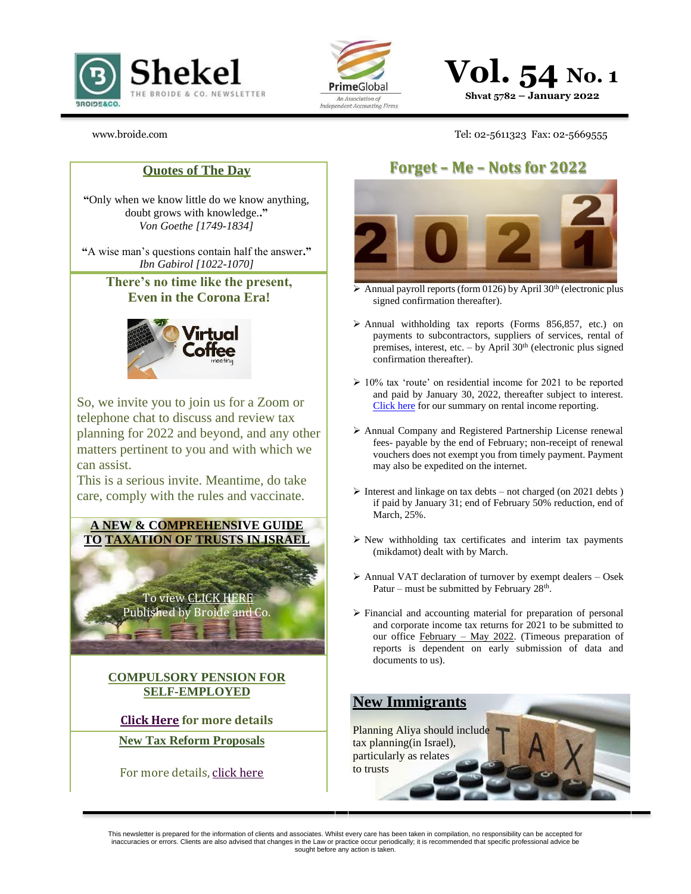# Shekel

THE BROIDE & CO. NEWSLETTER

PrimeGlobal — An Association of Independent Accounting Firms

**Vol. 54 No. 1**

**Shvat 5782 – January 2022**

www.broide.com

Tel: 02-5611323 Fax: 02-5669555

## Quotes of The Day

"Only when we know little do we know anything, doubt grows with knowledge.."
*Von Goethe [1749-1834]*

"A wise man's questions contain half the answer."
*Ibn Gabirol [1022-1070]*

**There's no time like the present, Even in the Corona Era!**

Virtual Coffee meeting

So, we invite you to join us for a Zoom or telephone chat to discuss and review tax planning for 2022 and beyond, and any other matters pertinent to you and with which we can assist.
This is a serious invite. Meantime, do take care, comply with the rules and vaccinate.

**A NEW & COMPREHENSIVE GUIDE TO TAXATION OF TRUSTS IN ISRAEL**

To view CLICK HERE
Published by Broide and Co.

**COMPULSORY PENSION FOR SELF-EMPLOYED**

**Click Here** for more details

**New Tax Reform Proposals**

For more details, click here

## Forget – Me – Nots for 2022

- Annual payroll reports (form 0126) by April 30th (electronic plus signed confirmation thereafter).
- Annual withholding tax reports (Forms 856,857, etc.) on payments to subcontractors, suppliers of services, rental of premises, interest, etc. – by April 30th (electronic plus signed confirmation thereafter).
- 10% tax 'route' on residential income for 2021 to be reported and paid by January 30, 2022, thereafter subject to interest. Click here for our summary on rental income reporting.
- Annual Company and Registered Partnership License renewal fees- payable by the end of February; non-receipt of renewal vouchers does not exempt you from timely payment. Payment may also be expedited on the internet.
- Interest and linkage on tax debts – not charged (on 2021 debts ) if paid by January 31; end of February 50% reduction, end of March, 25%.
- New withholding tax certificates and interim tax payments (mikdamot) dealt with by March.
- Annual VAT declaration of turnover by exempt dealers – Osek Patur – must be submitted by February 28th.
- Financial and accounting material for preparation of personal and corporate income tax returns for 2021 to be submitted to our office February – May 2022. (Timeous preparation of reports is dependent on early submission of data and documents to us).

## New Immigrants

Planning Aliya should include tax planning(in Israel), particularly as relates to trusts

This newsletter is prepared for the information of clients and associates. Whilst every care has been taken in compilation, no responsibility can be accepted for inaccuracies or errors. Clients are also advised that changes in the Law or practice occur periodically; it is recommended that specific professional advice be sought before any action is taken.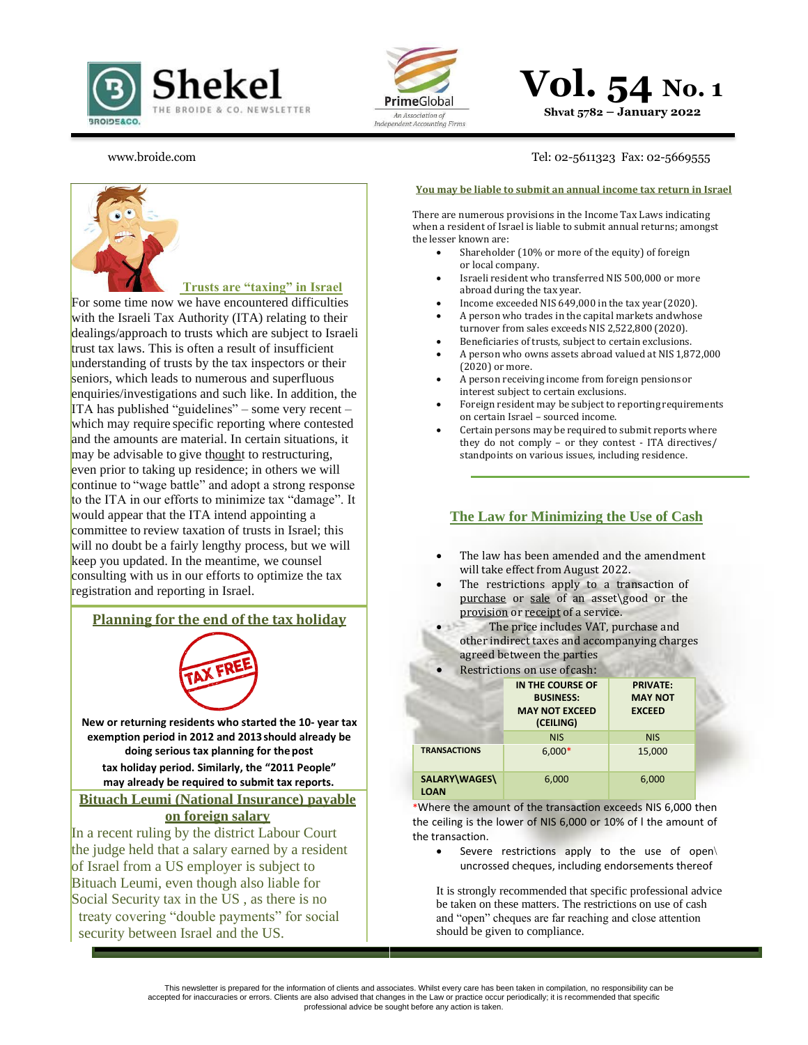# Shekel

THE BROIDE & CO. NEWSLETTER

PrimeGlobal

An Association of Independent Accounting Firms

# Vol. 54 No. 1

**Shvat 5782 – January 2022**

www.broide.com

Tel: 02-5611323 Fax: 02-5669555

## Trusts are "taxing" in Israel

For some time now we have encountered difficulties with the Israeli Tax Authority (ITA) relating to their dealings/approach to trusts which are subject to Israeli trust tax laws. This is often a result of insufficient understanding of trusts by the tax inspectors or their seniors, which leads to numerous and superfluous enquiries/investigations and such like. In addition, the ITA has published "guidelines" – some very recent – which may require specific reporting where contested and the amounts are material. In certain situations, it may be advisable to give thought to restructuring, even prior to taking up residence; in others we will continue to "wage battle" and adopt a strong response to the ITA in our efforts to minimize tax "damage". It would appear that the ITA intend appointing a committee to review taxation of trusts in Israel; this will no doubt be a fairly lengthy process, but we will keep you updated. In the meantime, we counsel consulting with us in our efforts to optimize the tax registration and reporting in Israel.

## Planning for the end of the tax holiday

TAX FREE

**New or returning residents who started the 10- year tax exemption period in 2012 and 2013 should already be doing serious tax planning for the post tax holiday period. Similarly, the "2011 People" may already be required to submit tax reports.**

## Bituach Leumi (National Insurance) payable on foreign salary

In a recent ruling by the district Labour Court the judge held that a salary earned by a resident of Israel from a US employer is subject to Bituach Leumi, even though also liable for Social Security tax in the US , as there is no treaty covering "double payments" for social security between Israel and the US.

## You may be liable to submit an annual income tax return in Israel

There are numerous provisions in the Income Tax Laws indicating when a resident of Israel is liable to submit annual returns; amongst the lesser known are:

- Shareholder (10% or more of the equity) of foreign or local company.
- Israeli resident who transferred NIS 500,000 or more abroad during the tax year.
- Income exceeded NIS 649,000 in the tax year (2020).
- A person who trades in the capital markets and whose turnover from sales exceeds NIS 2,522,800 (2020).
- Beneficiaries of trusts, subject to certain exclusions.
- A person who owns assets abroad valued at NIS 1,872,000 (2020) or more.
- A person receiving income from foreign pensions or interest subject to certain exclusions.
- Foreign resident may be subject to reporting requirements on certain Israel – sourced income.
- Certain persons may be required to submit reports where they do not comply – or they contest - ITA directives/ standpoints on various issues, including residence.

## The Law for Minimizing the Use of Cash

- The law has been amended and the amendment will take effect from August 2022.
- The restrictions apply to a transaction of purchase or sale of an asset\good or the provision or receipt of a service.
- The price includes VAT, purchase and other indirect taxes and accompanying charges agreed between the parties
- Restrictions on use of cash:

| | IN THE COURSE OF BUSINESS: MAY NOT EXCEED (CEILING) | PRIVATE: MAY NOT EXCEED |
|---|---|---|
| | NIS | NIS |
| TRANSACTIONS | 6,000* | 15,000 |
| SALARY\WAGES\ LOAN | 6,000 | 6,000 |

*Where the amount of the transaction exceeds NIS 6,000 then the ceiling is the lower of NIS 6,000 or 10% of l the amount of the transaction.

- Severe restrictions apply to the use of open\ uncrossed cheques, including endorsements thereof

It is strongly recommended that specific professional advice be taken on these matters. The restrictions on use of cash and "open" cheques are far reaching and close attention should be given to compliance.

This newsletter is prepared for the information of clients and associates. Whilst every care has been taken in compilation, no responsibility can be accepted for inaccuracies or errors. Clients are also advised that changes in the Law or practice occur periodically; it is recommended that specific professional advice be sought before any action is taken.